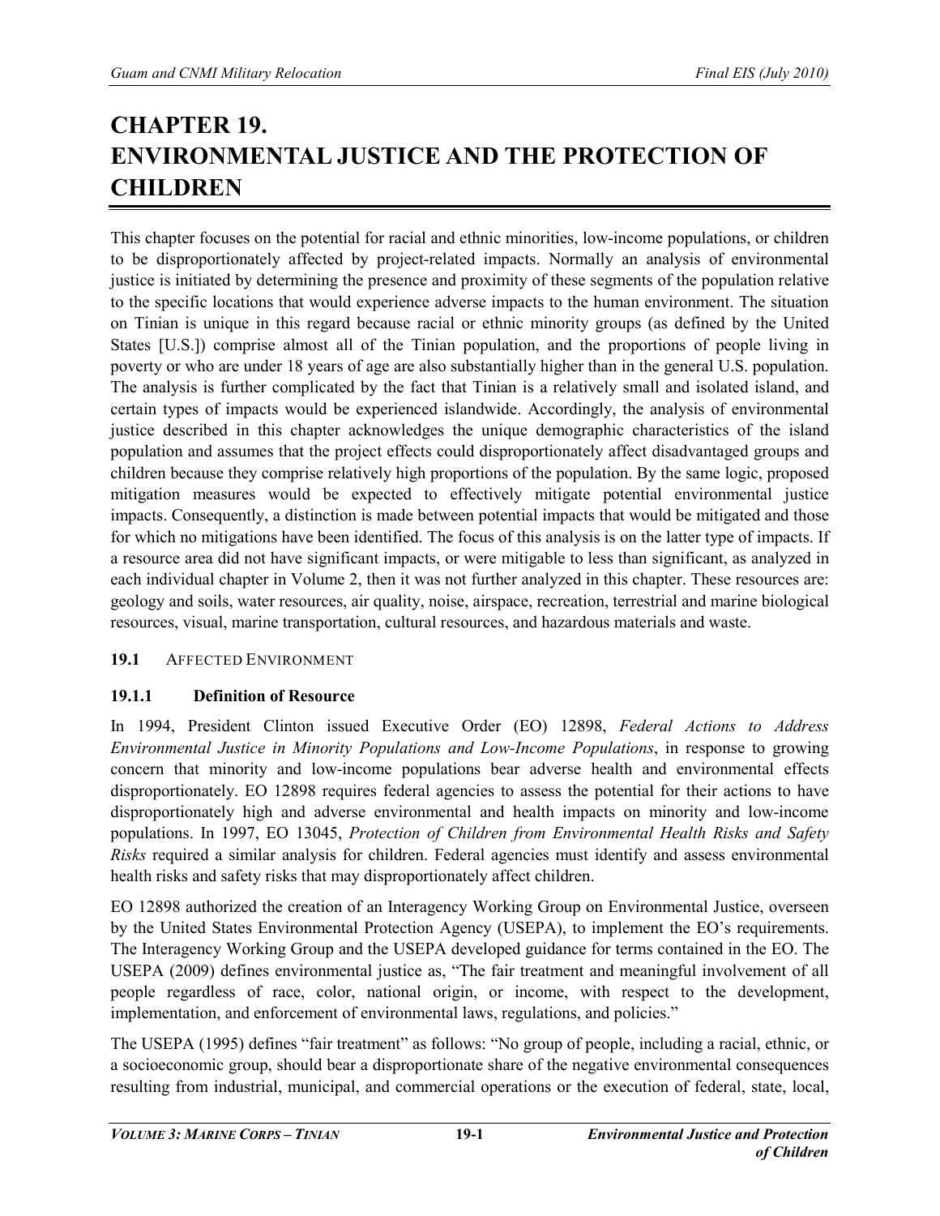# CHAPTER 19. ENVIRONMENTAL JUSTICE AND THE PROTECTION OF CHILDREN

This chapter focuses on the potential for racial and ethnic minorities, low-income populations, or children to be disproportionately affected by project-related impacts. Normally an analysis of environmental justice is initiated by determining the presence and proximity of these segments of the population relative to the specific locations that would experience adverse impacts to the human environment. The situation on Tinian is unique in this regard because racial or ethnic minority groups (as defined by the United States [U.S.]) comprise almost all of the Tinian population, and the proportions of people living in poverty or who are under 18 years of age are also substantially higher than in the general U.S. population. The analysis is further complicated by the fact that Tinian is a relatively small and isolated island, and certain types of impacts would be experienced islandwide. Accordingly, the analysis of environmental justice described in this chapter acknowledges the unique demographic characteristics of the island population and assumes that the project effects could disproportionately affect disadvantaged groups and children because they comprise relatively high proportions of the population. By the same logic, proposed mitigation measures would be expected to effectively mitigate potential environmental justice impacts. Consequently, a distinction is made between potential impacts that would be mitigated and those for which no mitigations have been identified. The focus of this analysis is on the latter type of impacts. If a resource area did not have significant impacts, or were mitigable to less than significant, as analyzed in each individual chapter in Volume 2, then it was not further analyzed in this chapter. These resources are: geology and soils, water resources, air quality, noise, airspace, recreation, terrestrial and marine biological resources, visual, marine transportation, cultural resources, and hazardous materials and waste.

## 19.1 AFFECTED ENVIRONMENT

### 19.1.1 Definition of Resource

In 1994, President Clinton issued Executive Order (EO) 12898, *Federal Actions to Address Environmental Justice in Minority Populations and Low-Income Populations*, in response to growing concern that minority and low-income populations bear adverse health and environmental effects disproportionately. EO 12898 requires federal agencies to assess the potential for their actions to have disproportionately high and adverse environmental and health impacts on minority and low-income populations. In 1997, EO 13045, *Protection of Children from Environmental Health Risks and Safety Risks* required a similar analysis for children. Federal agencies must identify and assess environmental health risks and safety risks that may disproportionately affect children.

EO 12898 authorized the creation of an Interagency Working Group on Environmental Justice, overseen by the United States Environmental Protection Agency (USEPA), to implement the EO's requirements. The Interagency Working Group and the USEPA developed guidance for terms contained in the EO. The USEPA (2009) defines environmental justice as, "The fair treatment and meaningful involvement of all people regardless of race, color, national origin, or income, with respect to the development, implementation, and enforcement of environmental laws, regulations, and policies."

The USEPA (1995) defines "fair treatment" as follows: "No group of people, including a racial, ethnic, or a socioeconomic group, should bear a disproportionate share of the negative environmental consequences resulting from industrial, municipal, and commercial operations or the execution of federal, state, local,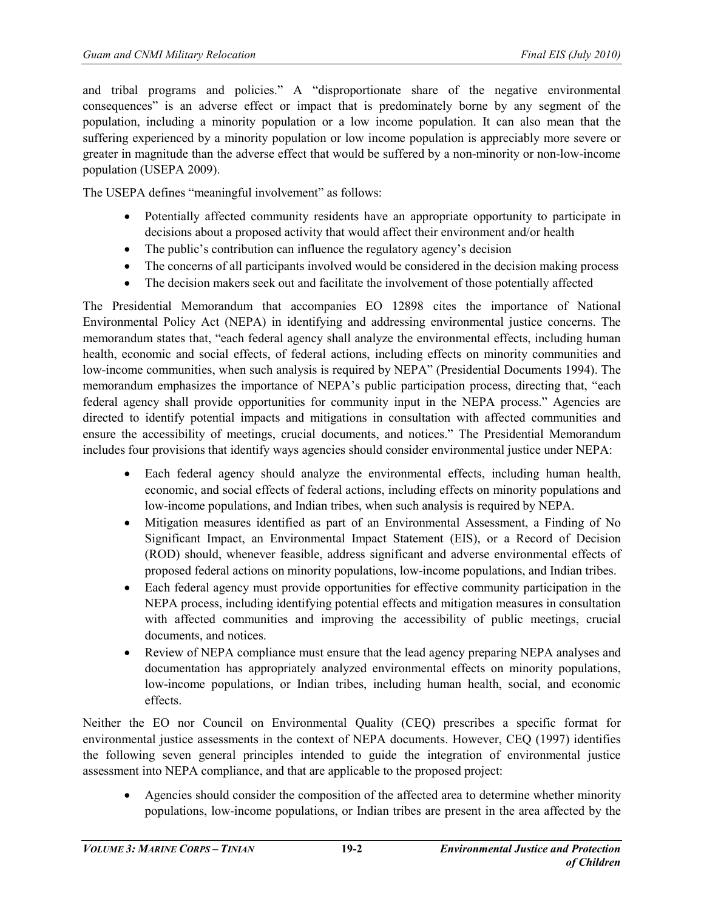and tribal programs and policies." A "disproportionate share of the negative environmental consequences" is an adverse effect or impact that is predominately borne by any segment of the population, including a minority population or a low income population. It can also mean that the suffering experienced by a minority population or low income population is appreciably more severe or greater in magnitude than the adverse effect that would be suffered by a non-minority or non-low-income population (USEPA 2009).

The USEPA defines "meaningful involvement" as follows:

- Potentially affected community residents have an appropriate opportunity to participate in decisions about a proposed activity that would affect their environment and/or health
- The public's contribution can influence the regulatory agency's decision
- The concerns of all participants involved would be considered in the decision making process
- The decision makers seek out and facilitate the involvement of those potentially affected

The Presidential Memorandum that accompanies EO 12898 cites the importance of National Environmental Policy Act (NEPA) in identifying and addressing environmental justice concerns. The memorandum states that, "each federal agency shall analyze the environmental effects, including human health, economic and social effects, of federal actions, including effects on minority communities and low-income communities, when such analysis is required by NEPA" (Presidential Documents 1994). The memorandum emphasizes the importance of NEPA's public participation process, directing that, "each federal agency shall provide opportunities for community input in the NEPA process." Agencies are directed to identify potential impacts and mitigations in consultation with affected communities and ensure the accessibility of meetings, crucial documents, and notices." The Presidential Memorandum includes four provisions that identify ways agencies should consider environmental justice under NEPA:

- Each federal agency should analyze the environmental effects, including human health, economic, and social effects of federal actions, including effects on minority populations and low-income populations, and Indian tribes, when such analysis is required by NEPA.
- Mitigation measures identified as part of an Environmental Assessment, a Finding of No Significant Impact, an Environmental Impact Statement (EIS), or a Record of Decision (ROD) should, whenever feasible, address significant and adverse environmental effects of proposed federal actions on minority populations, low-income populations, and Indian tribes.
- Each federal agency must provide opportunities for effective community participation in the NEPA process, including identifying potential effects and mitigation measures in consultation with affected communities and improving the accessibility of public meetings, crucial documents, and notices.
- Review of NEPA compliance must ensure that the lead agency preparing NEPA analyses and documentation has appropriately analyzed environmental effects on minority populations, low-income populations, or Indian tribes, including human health, social, and economic effects.

Neither the EO nor Council on Environmental Quality (CEQ) prescribes a specific format for environmental justice assessments in the context of NEPA documents. However, CEQ (1997) identifies the following seven general principles intended to guide the integration of environmental justice assessment into NEPA compliance, and that are applicable to the proposed project:

- Agencies should consider the composition of the affected area to determine whether minority populations, low-income populations, or Indian tribes are present in the area affected by the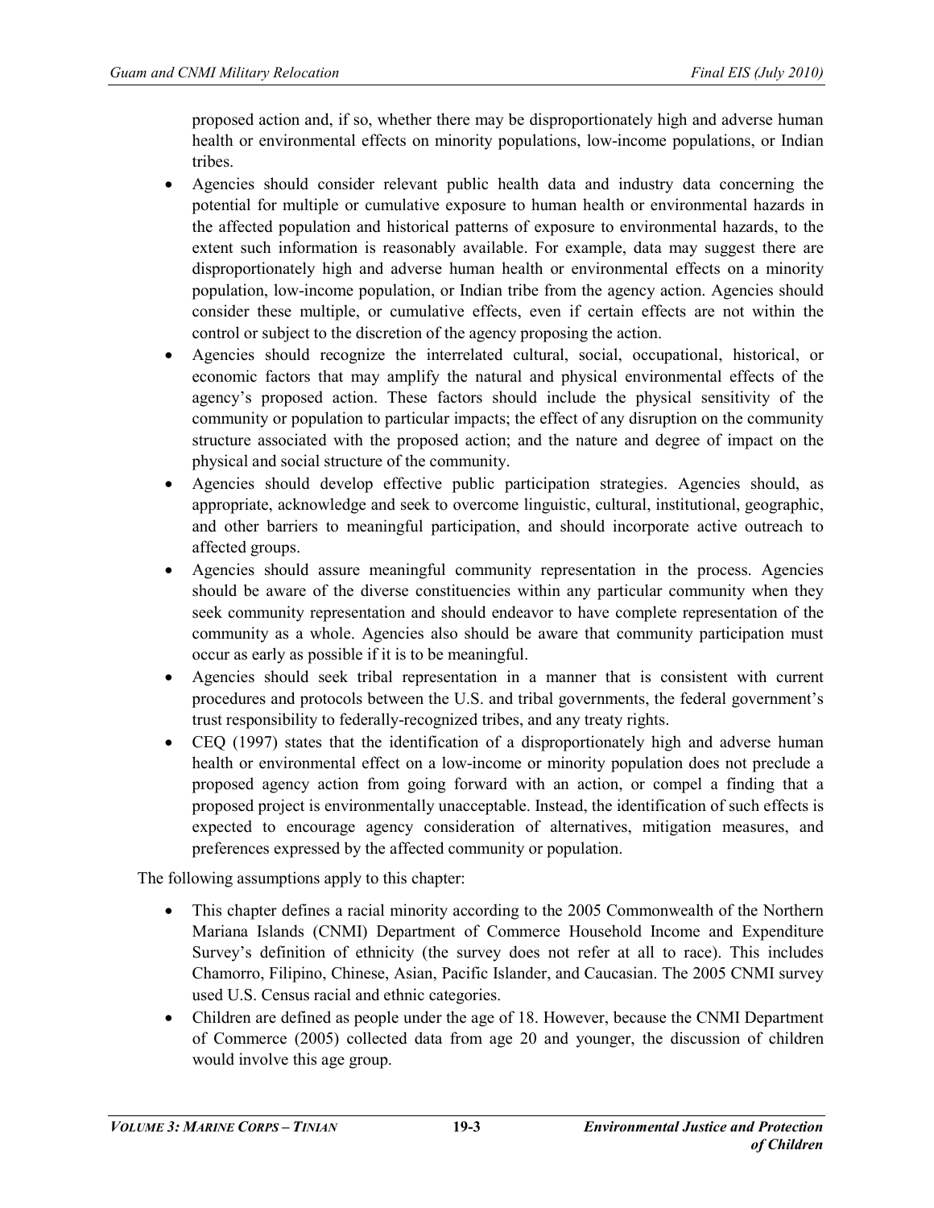proposed action and, if so, whether there may be disproportionately high and adverse human health or environmental effects on minority populations, low-income populations, or Indian tribes.

- Agencies should consider relevant public health data and industry data concerning the potential for multiple or cumulative exposure to human health or environmental hazards in the affected population and historical patterns of exposure to environmental hazards, to the extent such information is reasonably available. For example, data may suggest there are disproportionately high and adverse human health or environmental effects on a minority population, low-income population, or Indian tribe from the agency action. Agencies should consider these multiple, or cumulative effects, even if certain effects are not within the control or subject to the discretion of the agency proposing the action.
- Agencies should recognize the interrelated cultural, social, occupational, historical, or economic factors that may amplify the natural and physical environmental effects of the agency's proposed action. These factors should include the physical sensitivity of the community or population to particular impacts; the effect of any disruption on the community structure associated with the proposed action; and the nature and degree of impact on the physical and social structure of the community.
- Agencies should develop effective public participation strategies. Agencies should, as appropriate, acknowledge and seek to overcome linguistic, cultural, institutional, geographic, and other barriers to meaningful participation, and should incorporate active outreach to affected groups.
- Agencies should assure meaningful community representation in the process. Agencies should be aware of the diverse constituencies within any particular community when they seek community representation and should endeavor to have complete representation of the community as a whole. Agencies also should be aware that community participation must occur as early as possible if it is to be meaningful.
- Agencies should seek tribal representation in a manner that is consistent with current procedures and protocols between the U.S. and tribal governments, the federal government's trust responsibility to federally-recognized tribes, and any treaty rights.
- CEQ (1997) states that the identification of a disproportionately high and adverse human health or environmental effect on a low-income or minority population does not preclude a proposed agency action from going forward with an action, or compel a finding that a proposed project is environmentally unacceptable. Instead, the identification of such effects is expected to encourage agency consideration of alternatives, mitigation measures, and preferences expressed by the affected community or population.

The following assumptions apply to this chapter:

- This chapter defines a racial minority according to the 2005 Commonwealth of the Northern Mariana Islands (CNMI) Department of Commerce Household Income and Expenditure Survey's definition of ethnicity (the survey does not refer at all to race). This includes Chamorro, Filipino, Chinese, Asian, Pacific Islander, and Caucasian. The 2005 CNMI survey used U.S. Census racial and ethnic categories.
- Children are defined as people under the age of 18. However, because the CNMI Department of Commerce (2005) collected data from age 20 and younger, the discussion of children would involve this age group.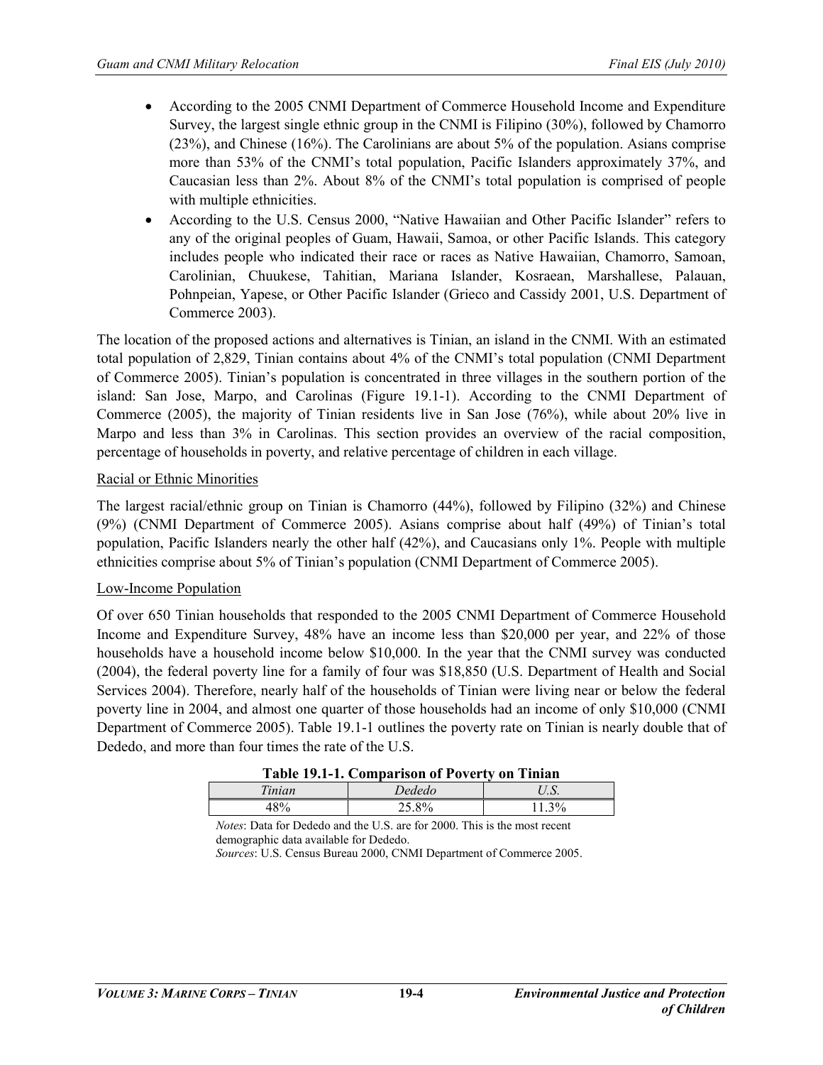- According to the 2005 CNMI Department of Commerce Household Income and Expenditure Survey, the largest single ethnic group in the CNMI is Filipino (30%), followed by Chamorro (23%), and Chinese (16%). The Carolinians are about 5% of the population. Asians comprise more than 53% of the CNMI's total population, Pacific Islanders approximately 37%, and Caucasian less than 2%. About 8% of the CNMI's total population is comprised of people with multiple ethnicities.
- According to the U.S. Census 2000, "Native Hawaiian and Other Pacific Islander" refers to any of the original peoples of Guam, Hawaii, Samoa, or other Pacific Islands. This category includes people who indicated their race or races as Native Hawaiian, Chamorro, Samoan, Carolinian, Chuukese, Tahitian, Mariana Islander, Kosraean, Marshallese, Palauan, Pohnpeian, Yapese, or Other Pacific Islander (Grieco and Cassidy 2001, U.S. Department of Commerce 2003).

The location of the proposed actions and alternatives is Tinian, an island in the CNMI. With an estimated total population of 2,829, Tinian contains about 4% of the CNMI's total population (CNMI Department of Commerce 2005). Tinian's population is concentrated in three villages in the southern portion of the island: San Jose, Marpo, and Carolinas (Figure 19.1-1). According to the CNMI Department of Commerce (2005), the majority of Tinian residents live in San Jose (76%), while about 20% live in Marpo and less than 3% in Carolinas. This section provides an overview of the racial composition, percentage of households in poverty, and relative percentage of children in each village.

Racial or Ethnic Minorities

The largest racial/ethnic group on Tinian is Chamorro (44%), followed by Filipino (32%) and Chinese (9%) (CNMI Department of Commerce 2005). Asians comprise about half (49%) of Tinian's total population, Pacific Islanders nearly the other half (42%), and Caucasians only 1%. People with multiple ethnicities comprise about 5% of Tinian's population (CNMI Department of Commerce 2005).

Low-Income Population

Of over 650 Tinian households that responded to the 2005 CNMI Department of Commerce Household Income and Expenditure Survey, 48% have an income less than $20,000 per year, and 22% of those households have a household income below $10,000. In the year that the CNMI survey was conducted (2004), the federal poverty line for a family of four was $18,850 (U.S. Department of Health and Social Services 2004). Therefore, nearly half of the households of Tinian were living near or below the federal poverty line in 2004, and almost one quarter of those households had an income of only $10,000 (CNMI Department of Commerce 2005). Table 19.1-1 outlines the poverty rate on Tinian is nearly double that of Dededo, and more than four times the rate of the U.S.

**Table 19.1-1. Comparison of Poverty on Tinian**

| *Tinian* | *Dededo* | *U.S.* |
|---|---|---|
| 48% | 25.8% | 11.3% |

*Notes*: Data for Dededo and the U.S. are for 2000. This is the most recent demographic data available for Dededo.
*Sources*: U.S. Census Bureau 2000, CNMI Department of Commerce 2005.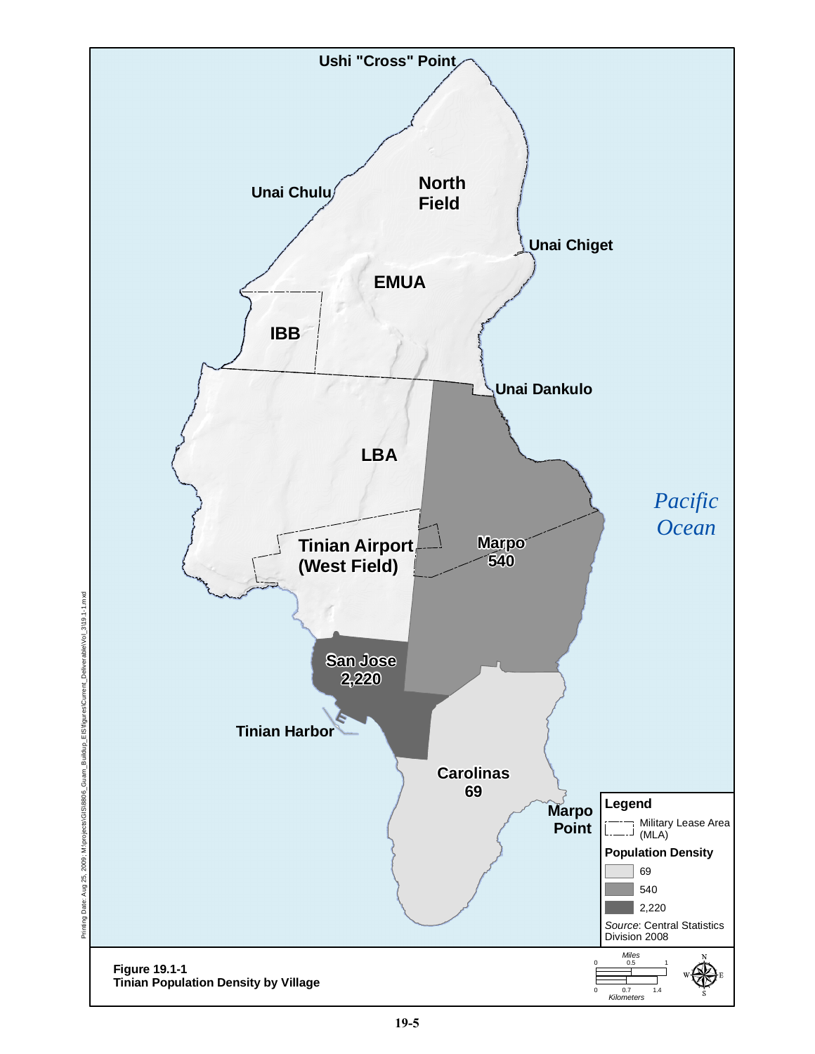Ushi "Cross" Point

Unai Chulu

North Field

Unai Chiget

EMUA

IBB

Unai Dankulo

LBA

Pacific Ocean

Tinian Airport (West Field)

Marpo 540

San Jose 2,220

Tinian Harbor

Carolinas 69

Marpo Point

**Legend**

Military Lease Area (MLA)

**Population Density**

- 69
- 540
- 2,220

*Source*: Central Statistics Division 2008

Printing Date: Aug 25, 2009; M:\projects\GIS\8806_Guam_Buildup_EIS\figures\Current_Deliverable\Vol_3\19.1-1.mxd

*Miles* 0 0.5 1

0 0.7 1.4 *Kilometers*

**Figure 19.1-1**
**Tinian Population Density by Village**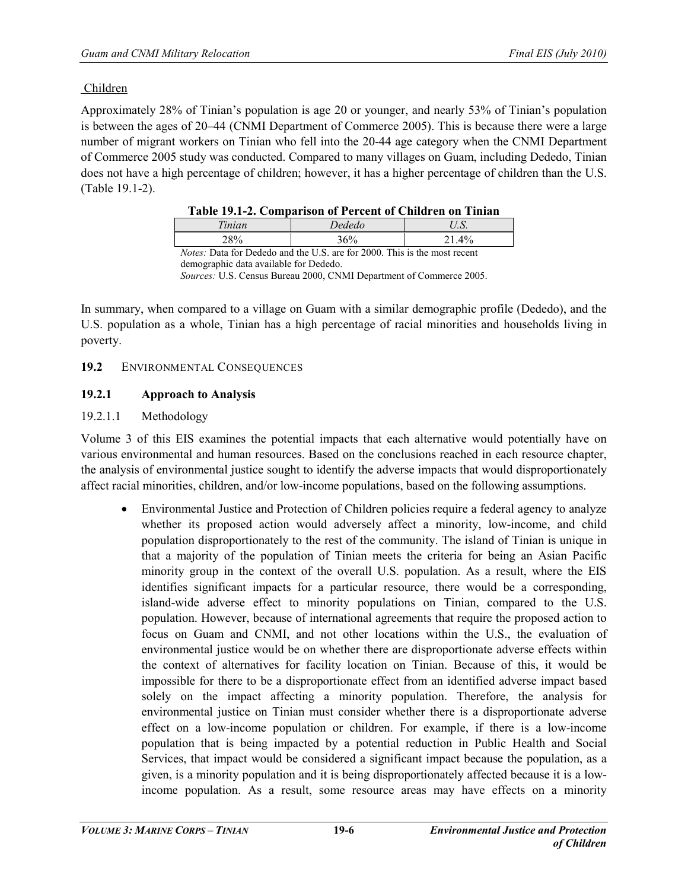Children

Approximately 28% of Tinian's population is age 20 or younger, and nearly 53% of Tinian's population is between the ages of 20–44 (CNMI Department of Commerce 2005). This is because there were a large number of migrant workers on Tinian who fell into the 20-44 age category when the CNMI Department of Commerce 2005 study was conducted. Compared to many villages on Guam, including Dededo, Tinian does not have a high percentage of children; however, it has a higher percentage of children than the U.S. (Table 19.1-2).

**Table 19.1-2. Comparison of Percent of Children on Tinian**

| *Tinian* | *Dededo* | *U.S.* |
|---|---|---|
| 28% | 36% | 21.4% |

*Notes:* Data for Dededo and the U.S. are for 2000. This is the most recent demographic data available for Dededo.
*Sources:* U.S. Census Bureau 2000, CNMI Department of Commerce 2005.

In summary, when compared to a village on Guam with a similar demographic profile (Dededo), and the U.S. population as a whole, Tinian has a high percentage of racial minorities and households living in poverty.

## 19.2 Environmental Consequences

### 19.2.1 Approach to Analysis

#### 19.2.1.1 Methodology

Volume 3 of this EIS examines the potential impacts that each alternative would potentially have on various environmental and human resources. Based on the conclusions reached in each resource chapter, the analysis of environmental justice sought to identify the adverse impacts that would disproportionately affect racial minorities, children, and/or low-income populations, based on the following assumptions.

- Environmental Justice and Protection of Children policies require a federal agency to analyze whether its proposed action would adversely affect a minority, low-income, and child population disproportionately to the rest of the community. The island of Tinian is unique in that a majority of the population of Tinian meets the criteria for being an Asian Pacific minority group in the context of the overall U.S. population. As a result, where the EIS identifies significant impacts for a particular resource, there would be a corresponding, island-wide adverse effect to minority populations on Tinian, compared to the U.S. population. However, because of international agreements that require the proposed action to focus on Guam and CNMI, and not other locations within the U.S., the evaluation of environmental justice would be on whether there are disproportionate adverse effects within the context of alternatives for facility location on Tinian. Because of this, it would be impossible for there to be a disproportionate effect from an identified adverse impact based solely on the impact affecting a minority population. Therefore, the analysis for environmental justice on Tinian must consider whether there is a disproportionate adverse effect on a low-income population or children. For example, if there is a low-income population that is being impacted by a potential reduction in Public Health and Social Services, that impact would be considered a significant impact because the population, as a given, is a minority population and it is being disproportionately affected because it is a low-income population. As a result, some resource areas may have effects on a minority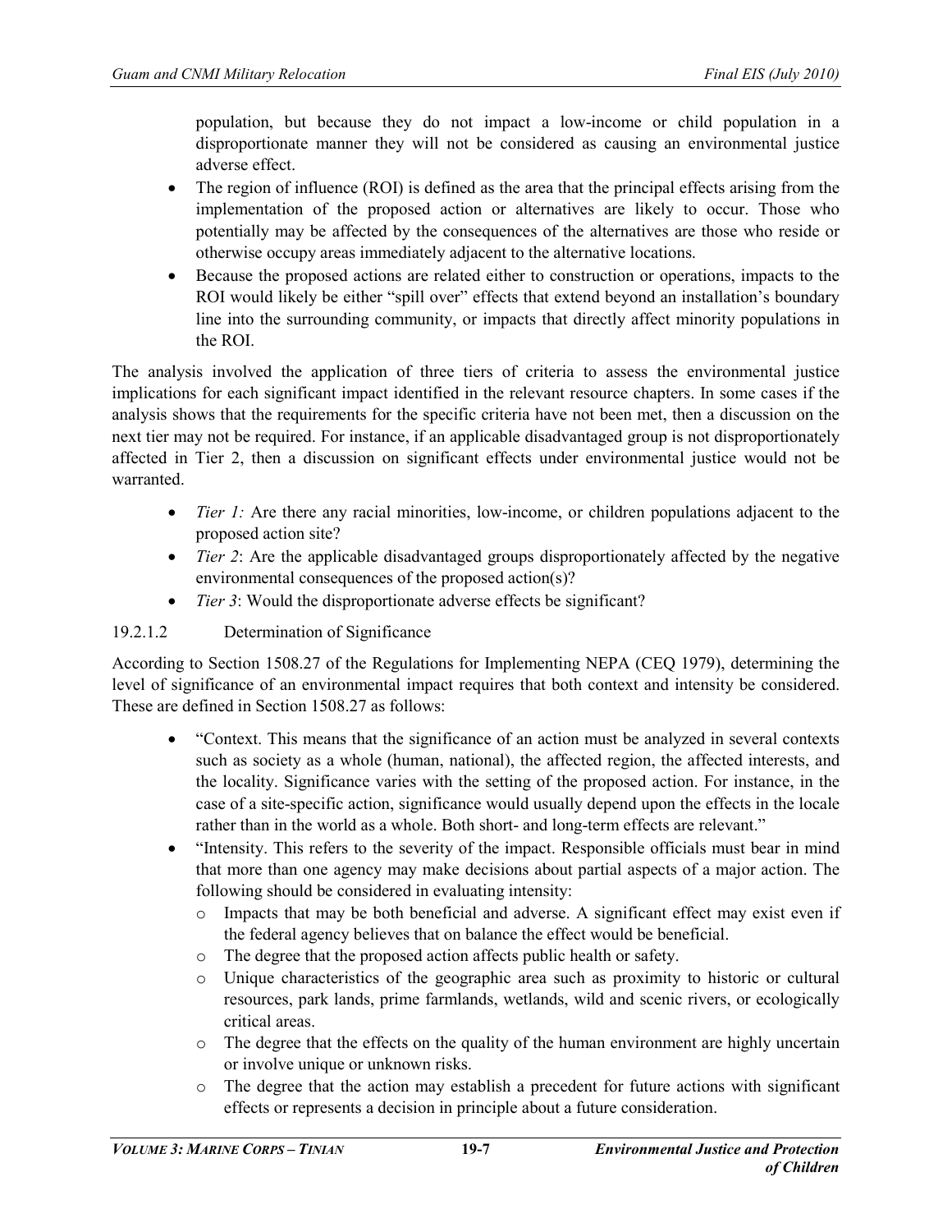population, but because they do not impact a low-income or child population in a disproportionate manner they will not be considered as causing an environmental justice adverse effect.

- The region of influence (ROI) is defined as the area that the principal effects arising from the implementation of the proposed action or alternatives are likely to occur. Those who potentially may be affected by the consequences of the alternatives are those who reside or otherwise occupy areas immediately adjacent to the alternative locations.
- Because the proposed actions are related either to construction or operations, impacts to the ROI would likely be either "spill over" effects that extend beyond an installation's boundary line into the surrounding community, or impacts that directly affect minority populations in the ROI.

The analysis involved the application of three tiers of criteria to assess the environmental justice implications for each significant impact identified in the relevant resource chapters. In some cases if the analysis shows that the requirements for the specific criteria have not been met, then a discussion on the next tier may not be required. For instance, if an applicable disadvantaged group is not disproportionately affected in Tier 2, then a discussion on significant effects under environmental justice would not be warranted.

- *Tier 1:* Are there any racial minorities, low-income, or children populations adjacent to the proposed action site?
- *Tier 2*: Are the applicable disadvantaged groups disproportionately affected by the negative environmental consequences of the proposed action(s)?
- *Tier 3*: Would the disproportionate adverse effects be significant?

#### 19.2.1.2 Determination of Significance

According to Section 1508.27 of the Regulations for Implementing NEPA (CEQ 1979), determining the level of significance of an environmental impact requires that both context and intensity be considered. These are defined in Section 1508.27 as follows:

- "Context. This means that the significance of an action must be analyzed in several contexts such as society as a whole (human, national), the affected region, the affected interests, and the locality. Significance varies with the setting of the proposed action. For instance, in the case of a site-specific action, significance would usually depend upon the effects in the locale rather than in the world as a whole. Both short- and long-term effects are relevant."
- "Intensity. This refers to the severity of the impact. Responsible officials must bear in mind that more than one agency may make decisions about partial aspects of a major action. The following should be considered in evaluating intensity:
  - Impacts that may be both beneficial and adverse. A significant effect may exist even if the federal agency believes that on balance the effect would be beneficial.
  - The degree that the proposed action affects public health or safety.
  - Unique characteristics of the geographic area such as proximity to historic or cultural resources, park lands, prime farmlands, wetlands, wild and scenic rivers, or ecologically critical areas.
  - The degree that the effects on the quality of the human environment are highly uncertain or involve unique or unknown risks.
  - The degree that the action may establish a precedent for future actions with significant effects or represents a decision in principle about a future consideration.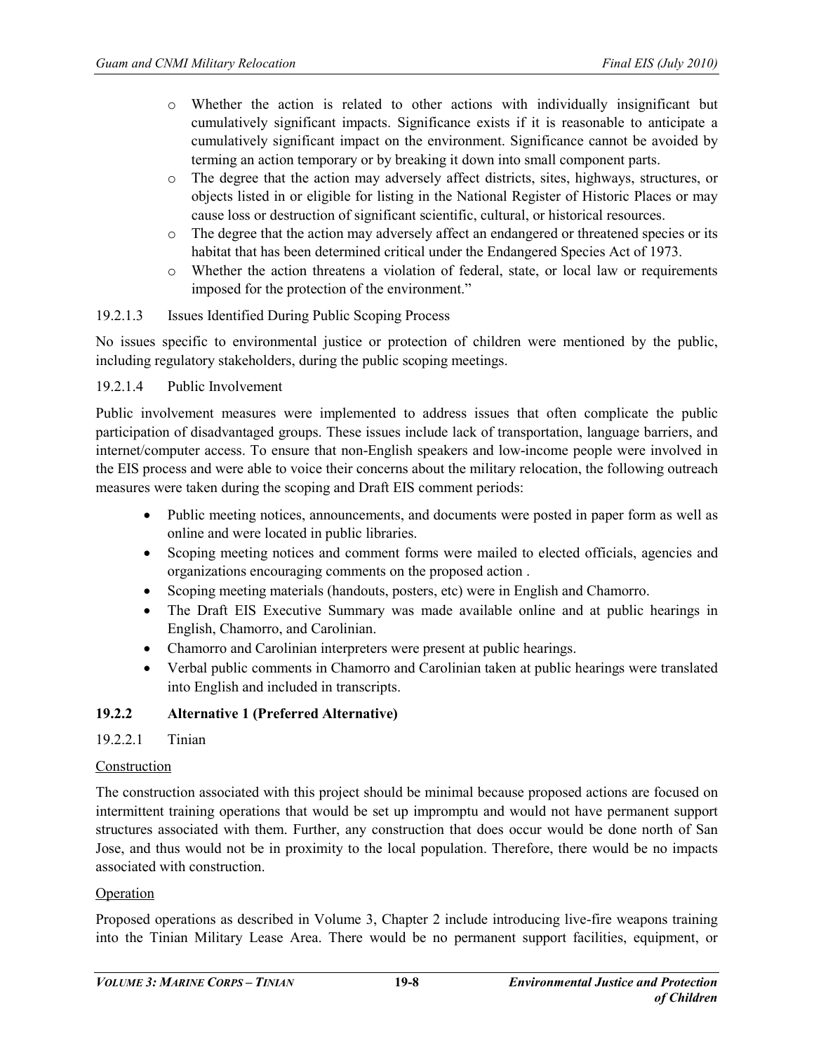- Whether the action is related to other actions with individually insignificant but cumulatively significant impacts. Significance exists if it is reasonable to anticipate a cumulatively significant impact on the environment. Significance cannot be avoided by terming an action temporary or by breaking it down into small component parts.
- The degree that the action may adversely affect districts, sites, highways, structures, or objects listed in or eligible for listing in the National Register of Historic Places or may cause loss or destruction of significant scientific, cultural, or historical resources.
- The degree that the action may adversely affect an endangered or threatened species or its habitat that has been determined critical under the Endangered Species Act of 1973.
- Whether the action threatens a violation of federal, state, or local law or requirements imposed for the protection of the environment."

19.2.1.3 Issues Identified During Public Scoping Process

No issues specific to environmental justice or protection of children were mentioned by the public, including regulatory stakeholders, during the public scoping meetings.

19.2.1.4 Public Involvement

Public involvement measures were implemented to address issues that often complicate the public participation of disadvantaged groups. These issues include lack of transportation, language barriers, and internet/computer access. To ensure that non-English speakers and low-income people were involved in the EIS process and were able to voice their concerns about the military relocation, the following outreach measures were taken during the scoping and Draft EIS comment periods:

- Public meeting notices, announcements, and documents were posted in paper form as well as online and were located in public libraries.
- Scoping meeting notices and comment forms were mailed to elected officials, agencies and organizations encouraging comments on the proposed action .
- Scoping meeting materials (handouts, posters, etc) were in English and Chamorro.
- The Draft EIS Executive Summary was made available online and at public hearings in English, Chamorro, and Carolinian.
- Chamorro and Carolinian interpreters were present at public hearings.
- Verbal public comments in Chamorro and Carolinian taken at public hearings were translated into English and included in transcripts.

### 19.2.2 Alternative 1 (Preferred Alternative)

19.2.2.1 Tinian

Construction

The construction associated with this project should be minimal because proposed actions are focused on intermittent training operations that would be set up impromptu and would not have permanent support structures associated with them. Further, any construction that does occur would be done north of San Jose, and thus would not be in proximity to the local population. Therefore, there would be no impacts associated with construction.

Operation

Proposed operations as described in Volume 3, Chapter 2 include introducing live-fire weapons training into the Tinian Military Lease Area. There would be no permanent support facilities, equipment, or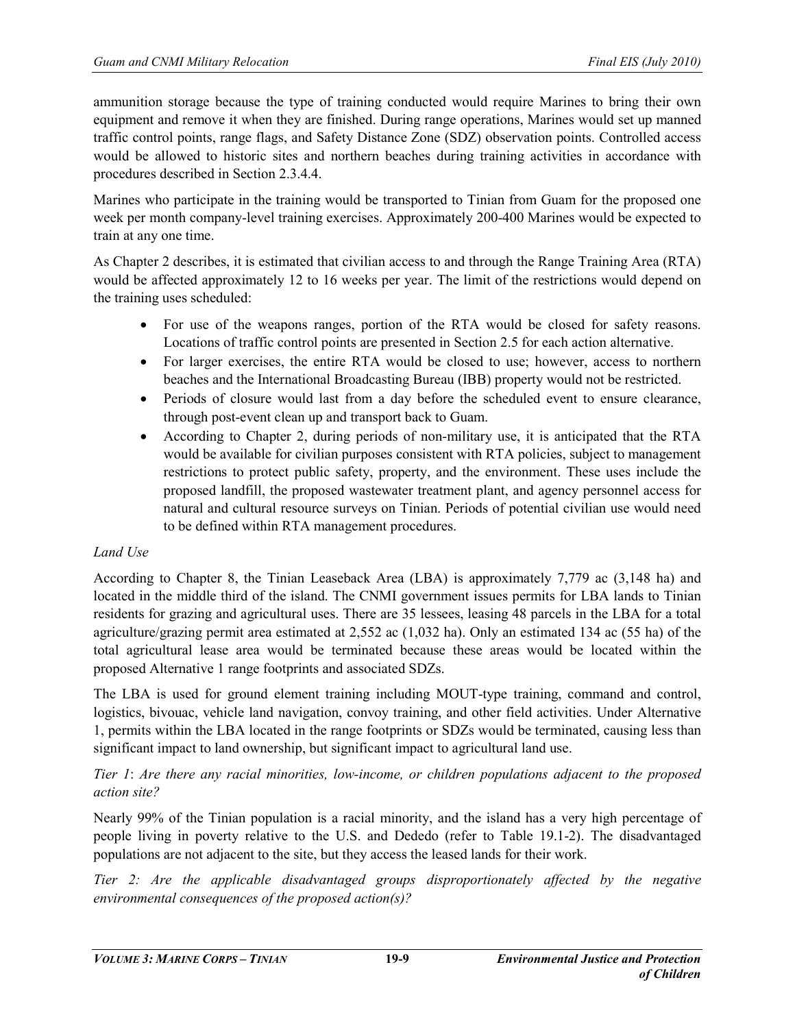ammunition storage because the type of training conducted would require Marines to bring their own equipment and remove it when they are finished. During range operations, Marines would set up manned traffic control points, range flags, and Safety Distance Zone (SDZ) observation points. Controlled access would be allowed to historic sites and northern beaches during training activities in accordance with procedures described in Section 2.3.4.4.

Marines who participate in the training would be transported to Tinian from Guam for the proposed one week per month company-level training exercises. Approximately 200-400 Marines would be expected to train at any one time.

As Chapter 2 describes, it is estimated that civilian access to and through the Range Training Area (RTA) would be affected approximately 12 to 16 weeks per year. The limit of the restrictions would depend on the training uses scheduled:

- For use of the weapons ranges, portion of the RTA would be closed for safety reasons. Locations of traffic control points are presented in Section 2.5 for each action alternative.
- For larger exercises, the entire RTA would be closed to use; however, access to northern beaches and the International Broadcasting Bureau (IBB) property would not be restricted.
- Periods of closure would last from a day before the scheduled event to ensure clearance, through post-event clean up and transport back to Guam.
- According to Chapter 2, during periods of non-military use, it is anticipated that the RTA would be available for civilian purposes consistent with RTA policies, subject to management restrictions to protect public safety, property, and the environment. These uses include the proposed landfill, the proposed wastewater treatment plant, and agency personnel access for natural and cultural resource surveys on Tinian. Periods of potential civilian use would need to be defined within RTA management procedures.

*Land Use*

According to Chapter 8, the Tinian Leaseback Area (LBA) is approximately 7,779 ac (3,148 ha) and located in the middle third of the island. The CNMI government issues permits for LBA lands to Tinian residents for grazing and agricultural uses. There are 35 lessees, leasing 48 parcels in the LBA for a total agriculture/grazing permit area estimated at 2,552 ac (1,032 ha). Only an estimated 134 ac (55 ha) of the total agricultural lease area would be terminated because these areas would be located within the proposed Alternative 1 range footprints and associated SDZs.

The LBA is used for ground element training including MOUT-type training, command and control, logistics, bivouac, vehicle land navigation, convoy training, and other field activities. Under Alternative 1, permits within the LBA located in the range footprints or SDZs would be terminated, causing less than significant impact to land ownership, but significant impact to agricultural land use.

*Tier 1*: *Are there any racial minorities, low-income, or children populations adjacent to the proposed action site?*

Nearly 99% of the Tinian population is a racial minority, and the island has a very high percentage of people living in poverty relative to the U.S. and Dededo (refer to Table 19.1-2). The disadvantaged populations are not adjacent to the site, but they access the leased lands for their work.

*Tier 2: Are the applicable disadvantaged groups disproportionately affected by the negative environmental consequences of the proposed action(s)?*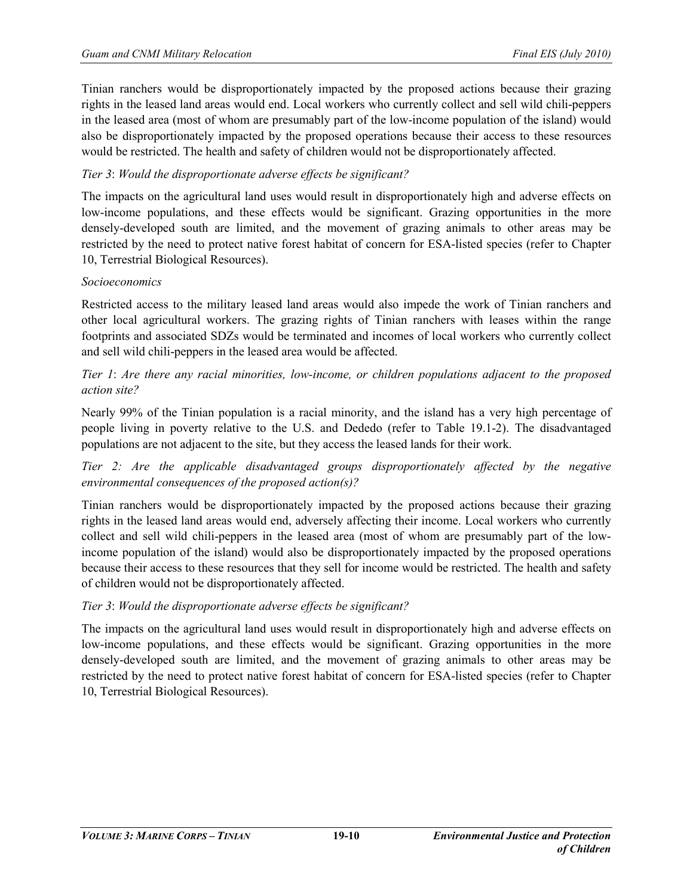Tinian ranchers would be disproportionately impacted by the proposed actions because their grazing rights in the leased land areas would end. Local workers who currently collect and sell wild chili-peppers in the leased area (most of whom are presumably part of the low-income population of the island) would also be disproportionately impacted by the proposed operations because their access to these resources would be restricted. The health and safety of children would not be disproportionately affected.

*Tier 3*: *Would the disproportionate adverse effects be significant?*

The impacts on the agricultural land uses would result in disproportionately high and adverse effects on low-income populations, and these effects would be significant. Grazing opportunities in the more densely-developed south are limited, and the movement of grazing animals to other areas may be restricted by the need to protect native forest habitat of concern for ESA-listed species (refer to Chapter 10, Terrestrial Biological Resources).

*Socioeconomics*

Restricted access to the military leased land areas would also impede the work of Tinian ranchers and other local agricultural workers. The grazing rights of Tinian ranchers with leases within the range footprints and associated SDZs would be terminated and incomes of local workers who currently collect and sell wild chili-peppers in the leased area would be affected.

*Tier 1*: *Are there any racial minorities, low-income, or children populations adjacent to the proposed action site?*

Nearly 99% of the Tinian population is a racial minority, and the island has a very high percentage of people living in poverty relative to the U.S. and Dededo (refer to Table 19.1-2). The disadvantaged populations are not adjacent to the site, but they access the leased lands for their work.

*Tier 2: Are the applicable disadvantaged groups disproportionately affected by the negative environmental consequences of the proposed action(s)?*

Tinian ranchers would be disproportionately impacted by the proposed actions because their grazing rights in the leased land areas would end, adversely affecting their income. Local workers who currently collect and sell wild chili-peppers in the leased area (most of whom are presumably part of the low-income population of the island) would also be disproportionately impacted by the proposed operations because their access to these resources that they sell for income would be restricted. The health and safety of children would not be disproportionately affected.

*Tier 3*: *Would the disproportionate adverse effects be significant?*

The impacts on the agricultural land uses would result in disproportionately high and adverse effects on low-income populations, and these effects would be significant. Grazing opportunities in the more densely-developed south are limited, and the movement of grazing animals to other areas may be restricted by the need to protect native forest habitat of concern for ESA-listed species (refer to Chapter 10, Terrestrial Biological Resources).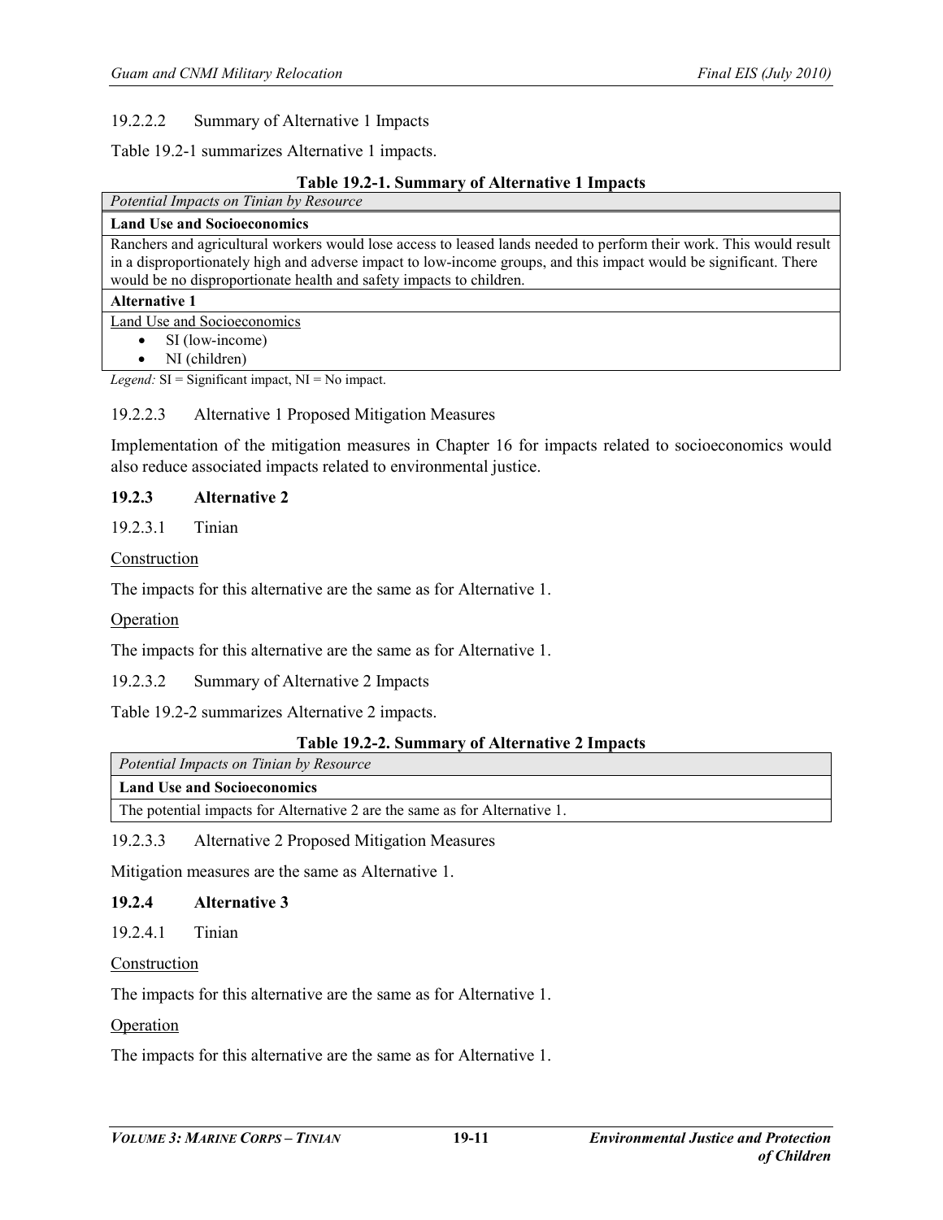19.2.2.2 Summary of Alternative 1 Impacts

Table 19.2-1 summarizes Alternative 1 impacts.

**Table 19.2-1. Summary of Alternative 1 Impacts**

| *Potential Impacts on Tinian by Resource* |
|---|
| **Land Use and Socioeconomics** |
| Ranchers and agricultural workers would lose access to leased lands needed to perform their work. This would result in a disproportionately high and adverse impact to low-income groups, and this impact would be significant. There would be no disproportionate health and safety impacts to children. |
| **Alternative 1** |
| Land Use and Socioeconomics<br>• SI (low-income)<br>• NI (children) |

*Legend:* SI = Significant impact, NI = No impact.

19.2.2.3 Alternative 1 Proposed Mitigation Measures

Implementation of the mitigation measures in Chapter 16 for impacts related to socioeconomics would also reduce associated impacts related to environmental justice.

### 19.2.3 Alternative 2

19.2.3.1 Tinian

Construction

The impacts for this alternative are the same as for Alternative 1.

Operation

The impacts for this alternative are the same as for Alternative 1.

19.2.3.2 Summary of Alternative 2 Impacts

Table 19.2-2 summarizes Alternative 2 impacts.

**Table 19.2-2. Summary of Alternative 2 Impacts**

| *Potential Impacts on Tinian by Resource* |
|---|
| **Land Use and Socioeconomics** |
| The potential impacts for Alternative 2 are the same as for Alternative 1. |

19.2.3.3 Alternative 2 Proposed Mitigation Measures

Mitigation measures are the same as Alternative 1.

### 19.2.4 Alternative 3

19.2.4.1 Tinian

Construction

The impacts for this alternative are the same as for Alternative 1.

Operation

The impacts for this alternative are the same as for Alternative 1.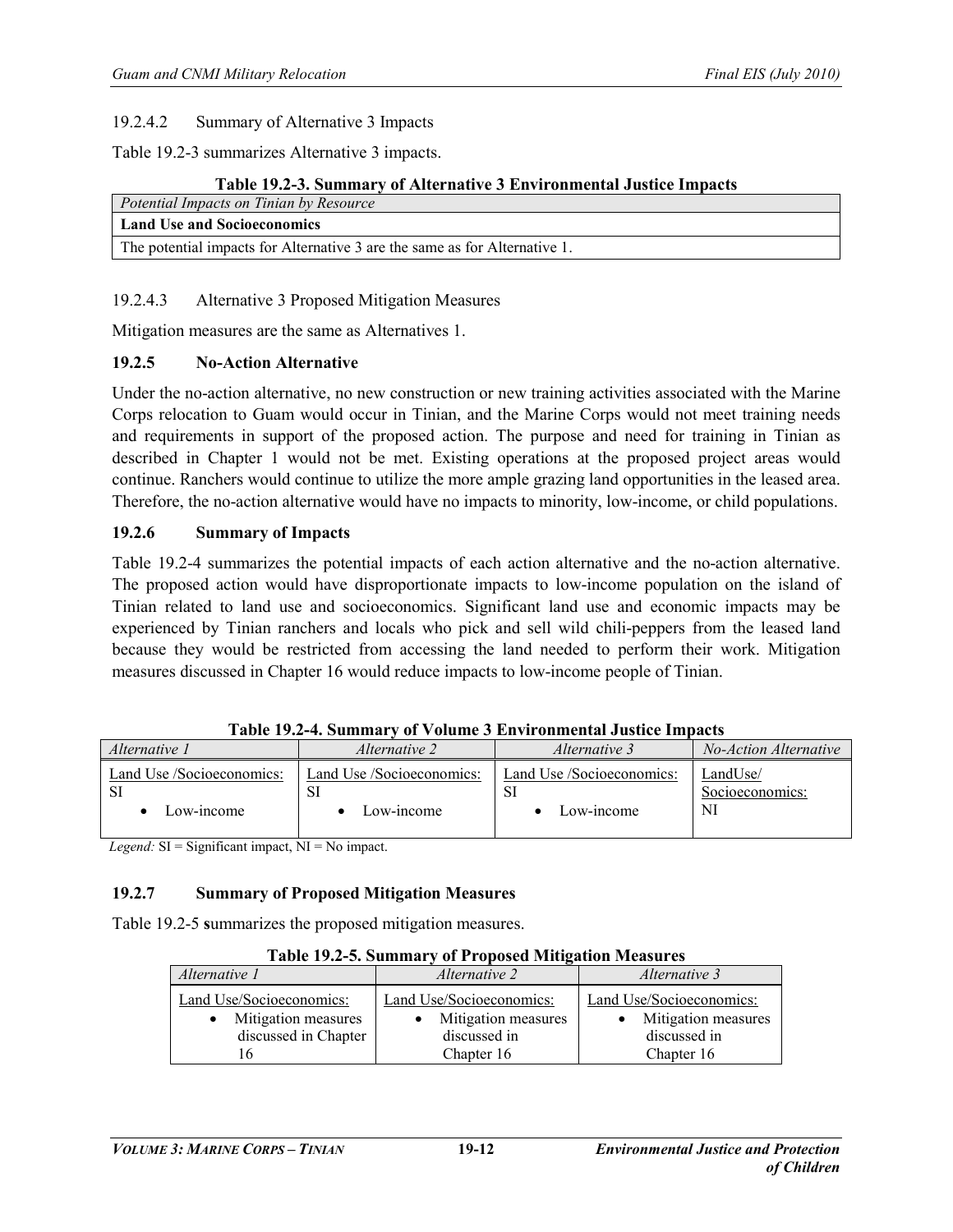19.2.4.2 Summary of Alternative 3 Impacts

Table 19.2-3 summarizes Alternative 3 impacts.

**Table 19.2-3. Summary of Alternative 3 Environmental Justice Impacts**

| *Potential Impacts on Tinian by Resource* |
|---|
| **Land Use and Socioeconomics** |
| The potential impacts for Alternative 3 are the same as for Alternative 1. |

19.2.4.3 Alternative 3 Proposed Mitigation Measures

Mitigation measures are the same as Alternatives 1.

### 19.2.5 No-Action Alternative

Under the no-action alternative, no new construction or new training activities associated with the Marine Corps relocation to Guam would occur in Tinian, and the Marine Corps would not meet training needs and requirements in support of the proposed action. The purpose and need for training in Tinian as described in Chapter 1 would not be met. Existing operations at the proposed project areas would continue. Ranchers would continue to utilize the more ample grazing land opportunities in the leased area. Therefore, the no-action alternative would have no impacts to minority, low-income, or child populations.

### 19.2.6 Summary of Impacts

Table 19.2-4 summarizes the potential impacts of each action alternative and the no-action alternative. The proposed action would have disproportionate impacts to low-income population on the island of Tinian related to land use and socioeconomics. Significant land use and economic impacts may be experienced by Tinian ranchers and locals who pick and sell wild chili-peppers from the leased land because they would be restricted from accessing the land needed to perform their work. Mitigation measures discussed in Chapter 16 would reduce impacts to low-income people of Tinian.

**Table 19.2-4. Summary of Volume 3 Environmental Justice Impacts**

| *Alternative 1* | *Alternative 2* | *Alternative 3* | *No-Action Alternative* |
|---|---|---|---|
| Land Use /Socioeconomics: SI<br>• Low-income | Land Use /Socioeconomics: SI<br>• Low-income | Land Use /Socioeconomics: SI<br>• Low-income | LandUse/ Socioeconomics: NI |

*Legend:* SI = Significant impact, NI = No impact.

### 19.2.7 Summary of Proposed Mitigation Measures

Table 19.2-5 **s**ummarizes the proposed mitigation measures.

**Table 19.2-5. Summary of Proposed Mitigation Measures**

| *Alternative 1* | *Alternative 2* | *Alternative 3* |
|---|---|---|
| Land Use/Socioeconomics:<br>• Mitigation measures discussed in Chapter 16 | Land Use/Socioeconomics:<br>• Mitigation measures discussed in Chapter 16 | Land Use/Socioeconomics:<br>• Mitigation measures discussed in Chapter 16 |